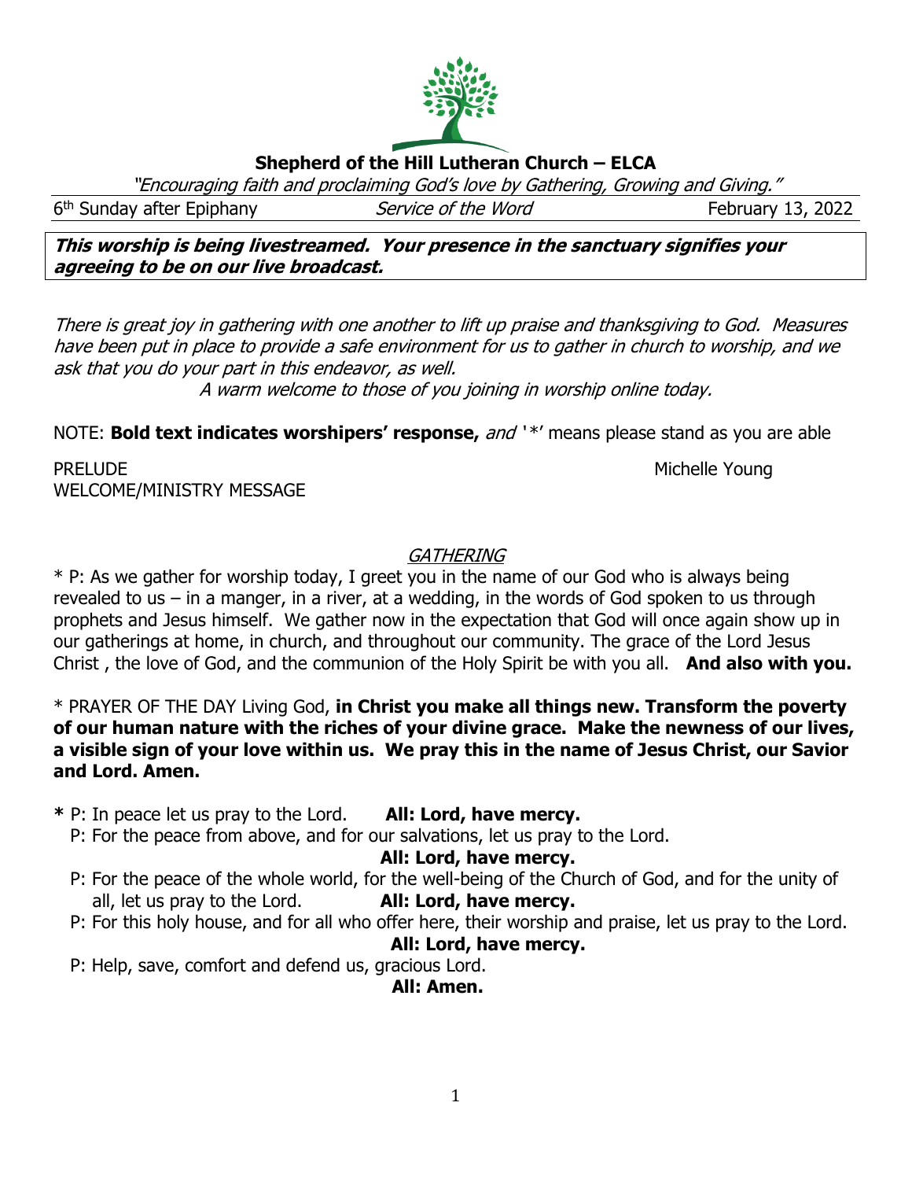# Shepherd of the Hill Lutheran Church – ELCA

*"Encouraging faith and proclaiming God's love by Gathering, Growing and Giving."*

6th Sunday after Epiphany | *Service of the Word* | February 13, 2022

***This worship is being livestreamed. Your presence in the sanctuary signifies your agreeing to be on our live broadcast.***

*There is great joy in gathering with one another to lift up praise and thanksgiving to God. Measures have been put in place to provide a safe environment for us to gather in church to worship, and we ask that you do your part in this endeavor, as well.*

*A warm welcome to those of you joining in worship online today.*

NOTE: **Bold text indicates worshipers' response,** *and* '*' means please stand as you are able

PRELUDE Michelle Young

WELCOME/MINISTRY MESSAGE

## *GATHERING*

* P: As we gather for worship today, I greet you in the name of our God who is always being revealed to us – in a manger, in a river, at a wedding, in the words of God spoken to us through prophets and Jesus himself. We gather now in the expectation that God will once again show up in our gatherings at home, in church, and throughout our community. The grace of the Lord Jesus Christ , the love of God, and the communion of the Holy Spirit be with you all. **And also with you.**

* PRAYER OF THE DAY Living God, **in Christ you make all things new. Transform the poverty of our human nature with the riches of your divine grace. Make the newness of our lives, a visible sign of your love within us. We pray this in the name of Jesus Christ, our Savior and Lord. Amen.**

**\*** P: In peace let us pray to the Lord. **All: Lord, have mercy.**

P: For the peace from above, and for our salvations, let us pray to the Lord.
**All: Lord, have mercy.**

P: For the peace of the whole world, for the well-being of the Church of God, and for the unity of all, let us pray to the Lord. **All: Lord, have mercy.**

P: For this holy house, and for all who offer here, their worship and praise, let us pray to the Lord.
**All: Lord, have mercy.**

P: Help, save, comfort and defend us, gracious Lord.
**All: Amen.**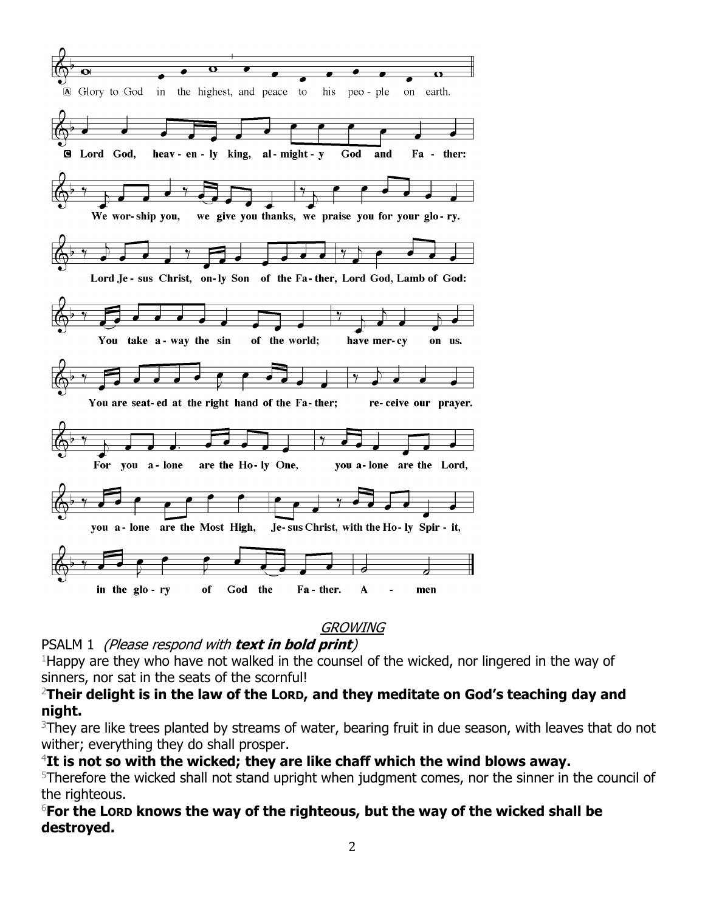Ⓐ Glory to God in the highest, and peace to his people on earth.

Ⓒ Lord God, heavenly king, almighty God and Father:

We worship you, we give you thanks, we praise you for your glory.

Lord Jesus Christ, only Son of the Father, Lord God, Lamb of God:

You take away the sin of the world; have mercy on us.

You are seated at the right hand of the Father; receive our prayer.

For you alone are the Holy One, you alone are the Lord,

you alone are the Most High, Jesus Christ, with the Holy Spirit,

in the glory of God the Father. Amen

## *GROWING*

PSALM 1 *(Please respond with* ***text in bold print****)*

[1]Happy are they who have not walked in the counsel of the wicked, nor lingered in the way of sinners, nor sat in the seats of the scornful!

**[2]Their delight is in the law of the LORD, and they meditate on God's teaching day and night.**

[3]They are like trees planted by streams of water, bearing fruit in due season, with leaves that do not wither; everything they do shall prosper.

**[4]It is not so with the wicked; they are like chaff which the wind blows away.**

[5]Therefore the wicked shall not stand upright when judgment comes, nor the sinner in the council of the righteous.

**[6]For the LORD knows the way of the righteous, but the way of the wicked shall be destroyed.**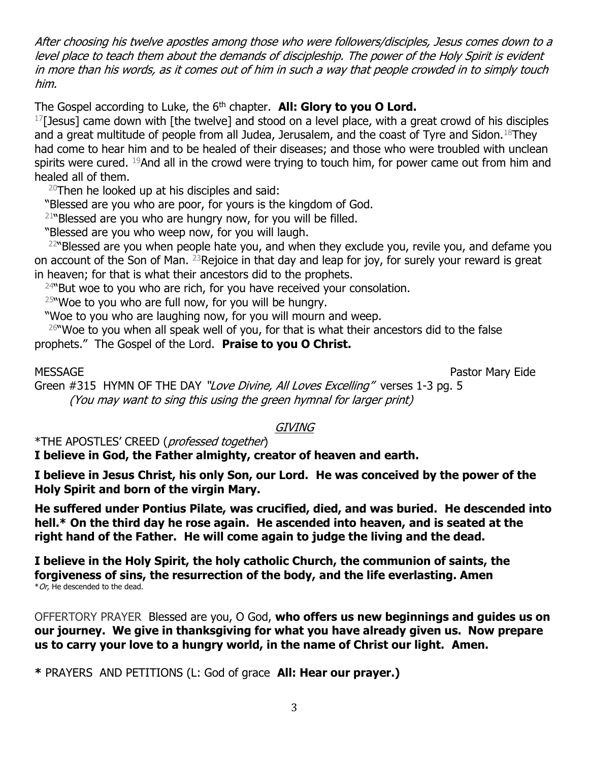*After choosing his twelve apostles among those who were followers/disciples, Jesus comes down to a level place to teach them about the demands of discipleship. The power of the Holy Spirit is evident in more than his words, as it comes out of him in such a way that people crowded in to simply touch him.*

The Gospel according to Luke, the 6th chapter. **All: Glory to you O Lord.**

17[Jesus] came down with [the twelve] and stood on a level place, with a great crowd of his disciples and a great multitude of people from all Judea, Jerusalem, and the coast of Tyre and Sidon. 18They had come to hear him and to be healed of their diseases; and those who were troubled with unclean spirits were cured. 19And all in the crowd were trying to touch him, for power came out from him and healed all of them.

20Then he looked up at his disciples and said:

"Blessed are you who are poor, for yours is the kingdom of God.

21"Blessed are you who are hungry now, for you will be filled.

"Blessed are you who weep now, for you will laugh.

22"Blessed are you when people hate you, and when they exclude you, revile you, and defame you on account of the Son of Man. 23Rejoice in that day and leap for joy, for surely your reward is great in heaven; for that is what their ancestors did to the prophets.

24"But woe to you who are rich, for you have received your consolation.

25"Woe to you who are full now, for you will be hungry.

"Woe to you who are laughing now, for you will mourn and weep.

26"Woe to you when all speak well of you, for that is what their ancestors did to the false prophets." The Gospel of the Lord. **Praise to you O Christ.**

MESSAGE Pastor Mary Eide

Green #315 HYMN OF THE DAY *"Love Divine, All Loves Excelling"* verses 1-3 pg. 5
*(You may want to sing this using the green hymnal for larger print)*

## GIVING

*THE APOSTLES' CREED (*professed together*)

**I believe in God, the Father almighty, creator of heaven and earth.**

**I believe in Jesus Christ, his only Son, our Lord. He was conceived by the power of the Holy Spirit and born of the virgin Mary.**

**He suffered under Pontius Pilate, was crucified, died, and was buried. He descended into hell.* On the third day he rose again. He ascended into heaven, and is seated at the right hand of the Father. He will come again to judge the living and the dead.**

**I believe in the Holy Spirit, the holy catholic Church, the communion of saints, the forgiveness of sins, the resurrection of the body, and the life everlasting. Amen**

**Or*, He descended to the dead.

OFFERTORY PRAYER Blessed are you, O God, **who offers us new beginnings and guides us on our journey. We give in thanksgiving for what you have already given us. Now prepare us to carry your love to a hungry world, in the name of Christ our light. Amen.**

**\*** PRAYERS AND PETITIONS (L: God of grace **All: Hear our prayer.)**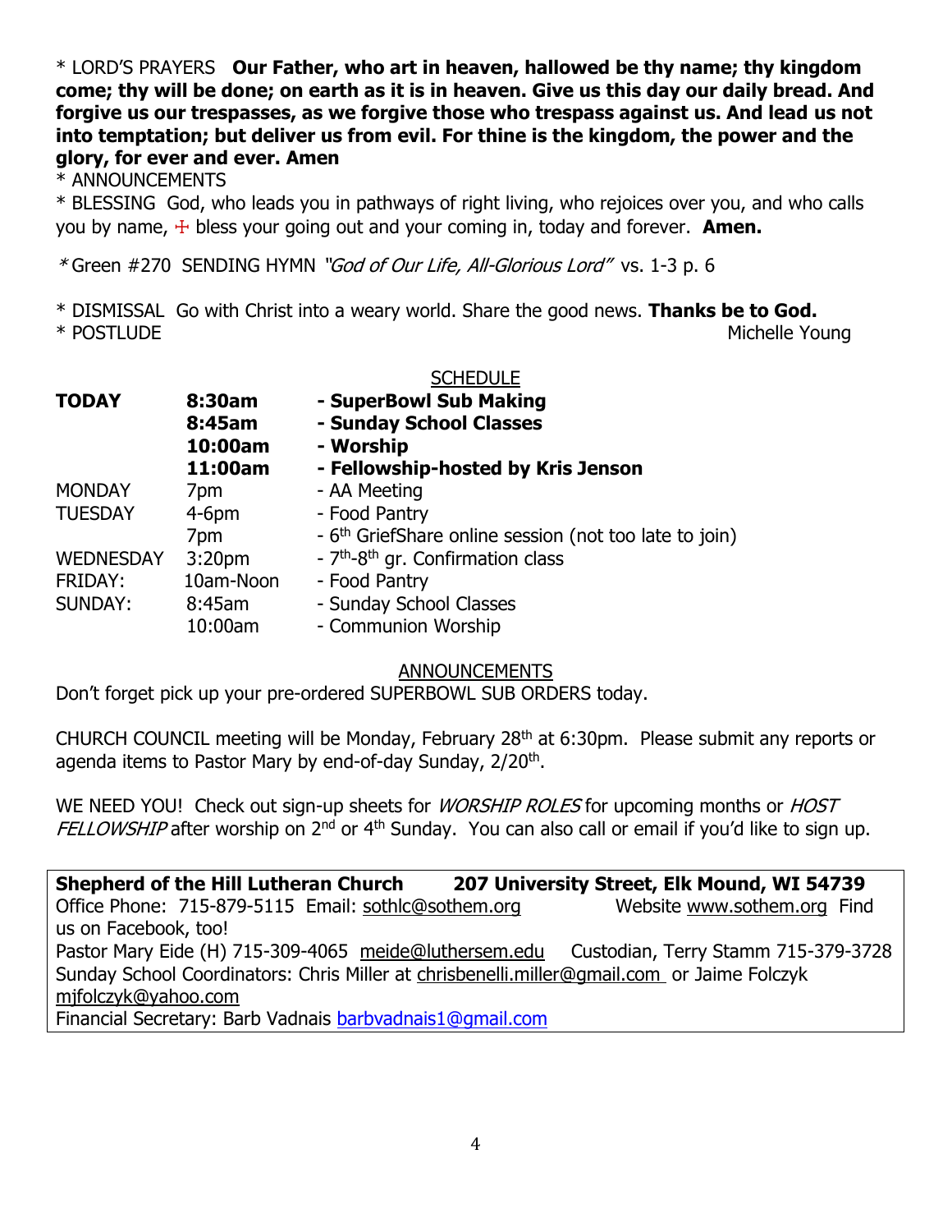\* LORD'S PRAYERS **Our Father, who art in heaven, hallowed be thy name; thy kingdom come; thy will be done; on earth as it is in heaven. Give us this day our daily bread. And forgive us our trespasses, as we forgive those who trespass against us. And lead us not into temptation; but deliver us from evil. For thine is the kingdom, the power and the glory, for ever and ever. Amen**

\* ANNOUNCEMENTS

\* BLESSING God, who leads you in pathways of right living, who rejoices over you, and who calls you by name, ☩ bless your going out and your coming in, today and forever. **Amen.**

\*Green #270 SENDING HYMN *"God of Our Life, All-Glorious Lord"* vs. 1-3 p. 6

\* DISMISSAL Go with Christ into a weary world. Share the good news. **Thanks be to God.**

\* POSTLUDE — Michelle Young

## SCHEDULE

| | | |
|---|---|---|
| **TODAY** | **8:30am** | **- SuperBowl Sub Making** |
| | **8:45am** | **- Sunday School Classes** |
| | **10:00am** | **- Worship** |
| | **11:00am** | **- Fellowship-hosted by Kris Jenson** |
| MONDAY | 7pm | - AA Meeting |
| TUESDAY | 4-6pm | - Food Pantry |
| | 7pm | - 6th GriefShare online session (not too late to join) |
| WEDNESDAY | 3:20pm | - 7th-8th gr. Confirmation class |
| FRIDAY: | 10am-Noon | - Food Pantry |
| SUNDAY: | 8:45am | - Sunday School Classes |
| | 10:00am | - Communion Worship |

## ANNOUNCEMENTS

Don't forget pick up your pre-ordered SUPERBOWL SUB ORDERS today.

CHURCH COUNCIL meeting will be Monday, February 28th at 6:30pm. Please submit any reports or agenda items to Pastor Mary by end-of-day Sunday, 2/20th.

WE NEED YOU! Check out sign-up sheets for *WORSHIP ROLES* for upcoming months or *HOST FELLOWSHIP* after worship on 2nd or 4th Sunday. You can also call or email if you'd like to sign up.

**Shepherd of the Hill Lutheran Church** **207 University Street, Elk Mound, WI 54739**
Office Phone: 715-879-5115 Email: sothlc@sothem.org Website www.sothem.org Find us on Facebook, too!
Pastor Mary Eide (H) 715-309-4065 meide@luthersem.edu Custodian, Terry Stamm 715-379-3728
Sunday School Coordinators: Chris Miller at chrisbenelli.miller@gmail.com or Jaime Folczyk mjfolczyk@yahoo.com
Financial Secretary: Barb Vadnais barbvadnais1@gmail.com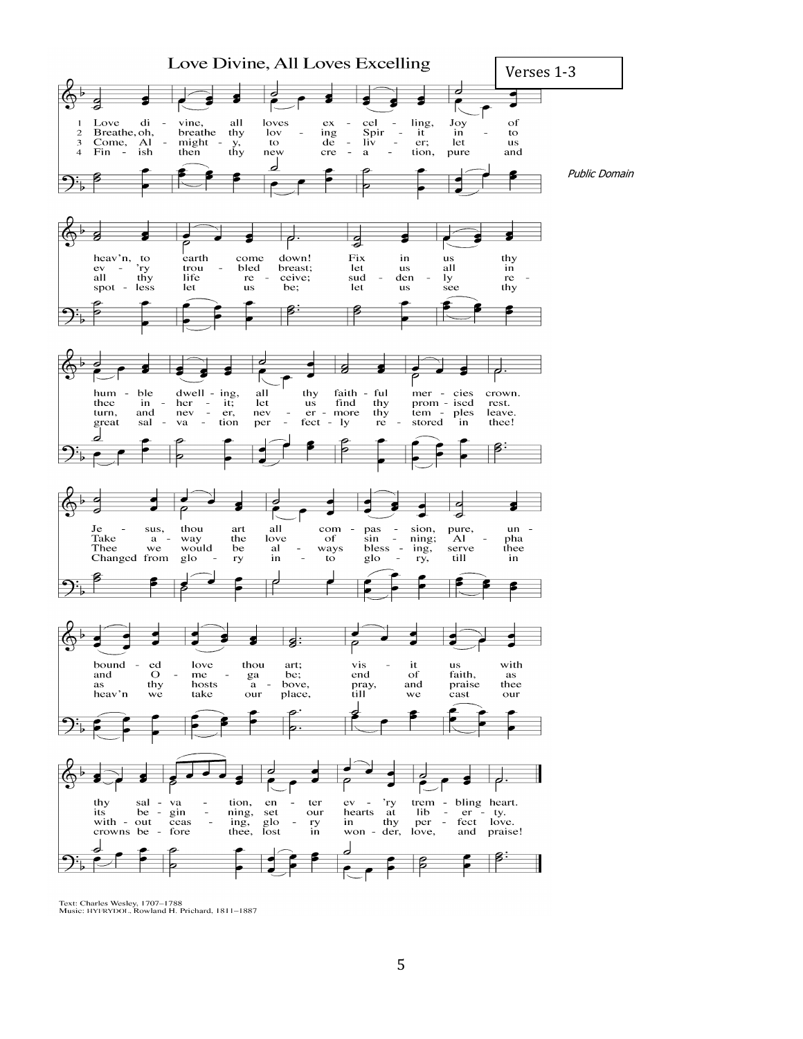# Love Divine, All Loves Excelling

Verses 1-3

*Public Domain*

1 Love divine, all loves excelling, Joy of heav'n, to earth come down! Fix in us thy humble dwelling, all thy faithful mercies crown. Jesus, thou art all compassion, pure, unbounded love thou art; visit us with thy salvation, enter every trembling heart.

2 Breathe, oh, breathe thy loving Spirit into ev'ry troubled breast; let us all in thee inherit; let us find thy promised rest. Take away the love of sinning; Alpha and Omega be; end of faith, as its beginning, set our hearts at liberty.

3 Come, Almighty, to deliver; let us all thy life receive; suddenly return, and never, nevermore thy temples leave. Thee we would be always blessing, serve thee as thy hosts above, pray, and praise thee without ceasing, glory in thy perfect love.

4 Finish then thy new creation, pure and spotless let us be; let us see thy great salvation perfectly restored in thee! Changed from glory into glory, till in heav'n we take our place, till we cast our crowns before thee, lost in wonder, love, and praise!

Text: Charles Wesley, 1707–1788
Music: HYFRYDOL, Rowland H. Prichard, 1811–1887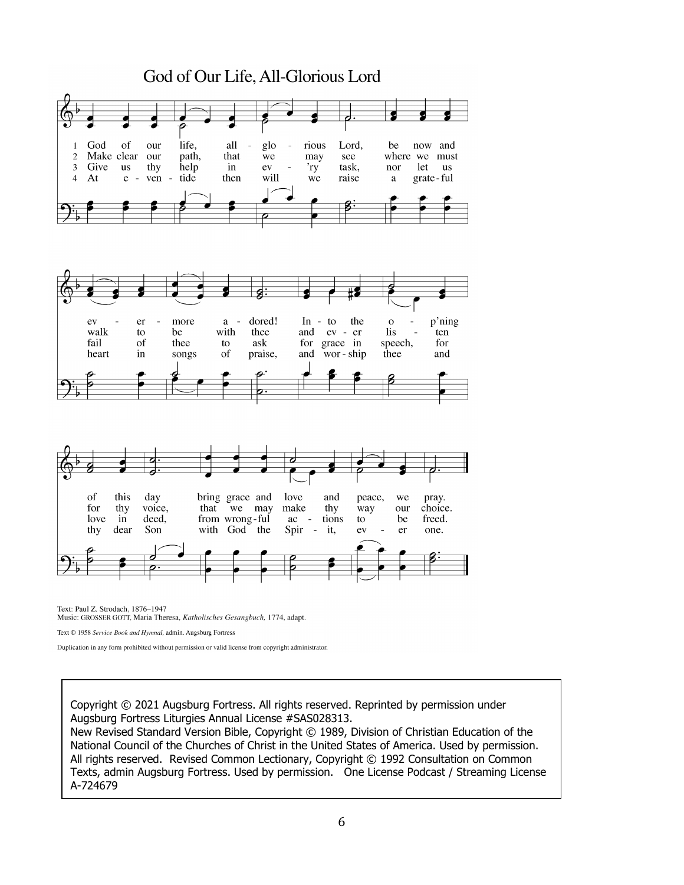# God of Our Life, All-Glorious Lord

1 God of our life, all-glorious Lord, be now and evermore adored! Into the op'ning of this day bring grace and love and peace, we pray.

2 Make clear our path, that we may see where we must walk to be with thee and ever listen for thy voice, that we may make thy way our choice.

3 Give us thy help in ev'ry task, nor let us fail of thee to ask for grace in speech, for love in deed, from wrongful actions to be freed.

4 At eventide then will we raise a grateful heart in songs of praise, and worship thee and thy dear Son with God the Spirit, ever one.

Text: Paul Z. Strodach, 1876–1947
Music: GROSSER GOTT, Maria Theresa, *Katholisches Gesangbuch,* 1774, adapt.

Text © 1958 *Service Book and Hymnal,* admin. Augsburg Fortress

Duplication in any form prohibited without permission or valid license from copyright administrator.

Copyright © 2021 Augsburg Fortress. All rights reserved. Reprinted by permission under Augsburg Fortress Liturgies Annual License #SAS028313.
New Revised Standard Version Bible, Copyright © 1989, Division of Christian Education of the National Council of the Churches of Christ in the United States of America. Used by permission. All rights reserved. Revised Common Lectionary, Copyright © 1992 Consultation on Common Texts, admin Augsburg Fortress. Used by permission. One License Podcast / Streaming License A-724679